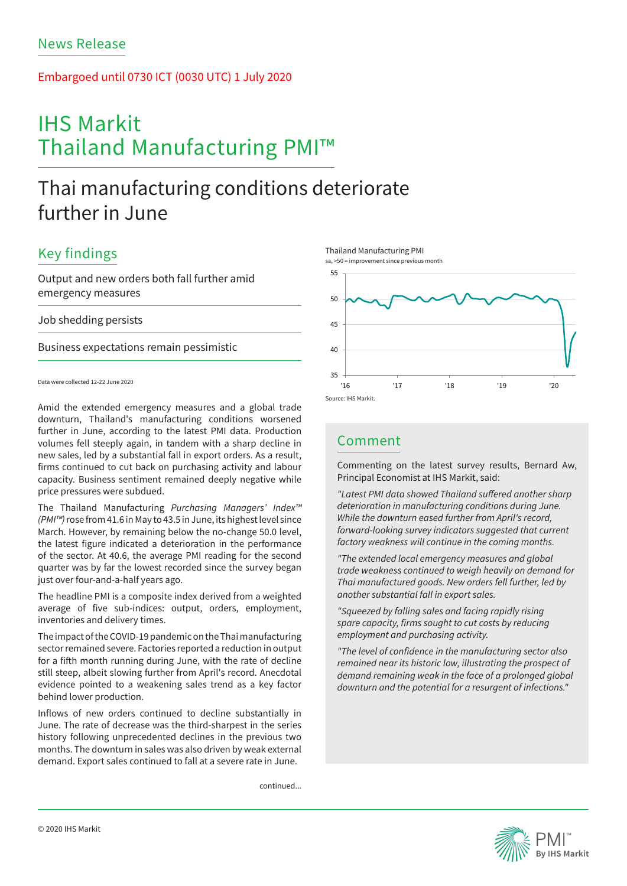News Release

Embargoed until 0730 ICT (0030 UTC) 1 July 2020

# IHS Markit Thailand Manufacturing PMI™

## Thai manufacturing conditions deteriorate further in June

### Key findings

Output and new orders both fall further amid emergency measures

Job shedding persists

Business expectations remain pessimistic

Data were collected 12-22 June 2020

Thailand Manufacturing PMI
sa, >50 = improvement since previous month

Source: IHS Markit.

Amid the extended emergency measures and a global trade downturn, Thailand's manufacturing conditions worsened further in June, according to the latest PMI data. Production volumes fell steeply again, in tandem with a sharp decline in new sales, led by a substantial fall in export orders. As a result, firms continued to cut back on purchasing activity and labour capacity. Business sentiment remained deeply negative while price pressures were subdued.

The Thailand Manufacturing *Purchasing Managers' Index™ (PMI™)* rose from 41.6 in May to 43.5 in June, its highest level since March. However, by remaining below the no-change 50.0 level, the latest figure indicated a deterioration in the performance of the sector. At 40.6, the average PMI reading for the second quarter was by far the lowest recorded since the survey began just over four-and-a-half years ago.

The headline PMI is a composite index derived from a weighted average of five sub-indices: output, orders, employment, inventories and delivery times.

The impact of the COVID-19 pandemic on the Thai manufacturing sector remained severe. Factories reported a reduction in output for a fifth month running during June, with the rate of decline still steep, albeit slowing further from April's record. Anecdotal evidence pointed to a weakening sales trend as a key factor behind lower production.

Inflows of new orders continued to decline substantially in June. The rate of decrease was the third-sharpest in the series history following unprecedented declines in the previous two months. The downturn in sales was also driven by weak external demand. Export sales continued to fall at a severe rate in June.

continued...

### Comment

Commenting on the latest survey results, Bernard Aw, Principal Economist at IHS Markit, said:

*"Latest PMI data showed Thailand suffered another sharp deterioration in manufacturing conditions during June. While the downturn eased further from April's record, forward-looking survey indicators suggested that current factory weakness will continue in the coming months.*

*"The extended local emergency measures and global trade weakness continued to weigh heavily on demand for Thai manufactured goods. New orders fell further, led by another substantial fall in export sales.*

*"Squeezed by falling sales and facing rapidly rising spare capacity, firms sought to cut costs by reducing employment and purchasing activity.*

*"The level of confidence in the manufacturing sector also remained near its historic low, illustrating the prospect of demand remaining weak in the face of a prolonged global downturn and the potential for a resurgent of infections."*

© 2020 IHS Markit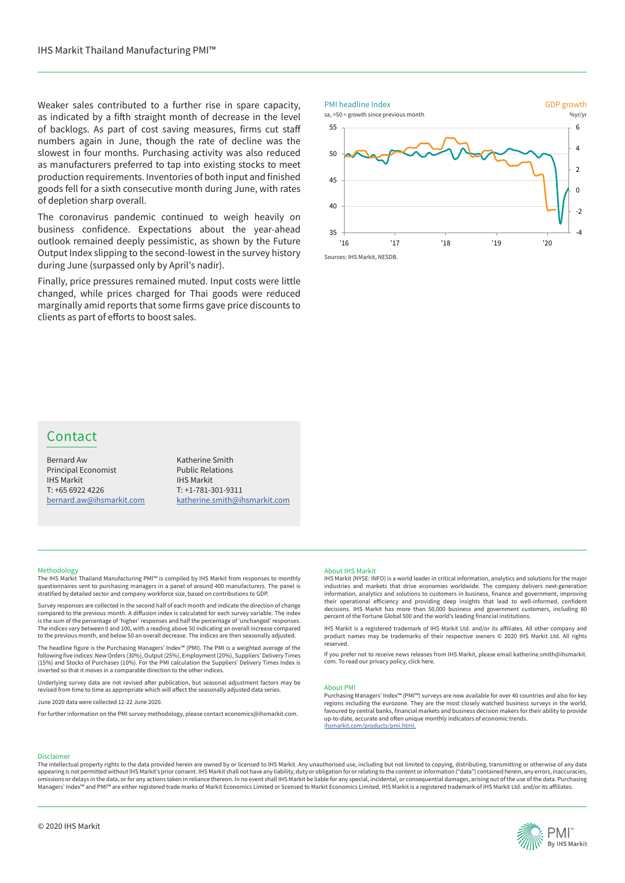Weaker sales contributed to a further rise in spare capacity, as indicated by a fifth straight month of decrease in the level of backlogs. As part of cost saving measures, firms cut staff numbers again in June, though the rate of decline was the slowest in four months. Purchasing activity was also reduced as manufacturers preferred to tap into existing stocks to meet production requirements. Inventories of both input and finished goods fell for a sixth consecutive month during June, with rates of depletion sharp overall.

The coronavirus pandemic continued to weigh heavily on business confidence. Expectations about the year-ahead outlook remained deeply pessimistic, as shown by the Future Output Index slipping to the second-lowest in the survey history during June (surpassed only by April's nadir).

Finally, price pressures remained muted. Input costs were little changed, while prices charged for Thai goods were reduced marginally amid reports that some firms gave price discounts to clients as part of efforts to boost sales.

PMI headline Index
sa, >50 = growth since previous month
GDP growth
%yr/yr
55
50
45
40
35
6
4
2
0
-2
-4
'16
'17
'18
'19
'20
Sources: IHS Markit, NESDB.

## Contact

Bernard Aw
Principal Economist
IHS Markit
T: +65 6922 4226
bernard.aw@ihsmarkit.com

Katherine Smith
Public Relations
IHS Markit
T: +1-781-301-9311
katherine.smith@ihsmarkit.com

### Methodology

The IHS Markit Thailand Manufacturing PMI™ is compiled by IHS Markit from responses to monthly questionnaires sent to purchasing managers in a panel of around 400 manufacturers. The panel is stratified by detailed sector and company workforce size, based on contributions to GDP.

Survey responses are collected in the second half of each month and indicate the direction of change compared to the previous month. A diffusion index is calculated for each survey variable. The index is the sum of the percentage of 'higher' responses and half the percentage of 'unchanged' responses. The indices vary between 0 and 100, with a reading above 50 indicating an overall increase compared to the previous month, and below 50 an overall decrease. The indices are then seasonally adjusted.

The headline figure is the Purchasing Managers' Index™ (PMI). The PMI is a weighted average of the following five indices: New Orders (30%), Output (25%), Employment (20%), Suppliers' Delivery Times (15%) and Stocks of Purchases (10%). For the PMI calculation the Suppliers' Delivery Times Index is inverted so that it moves in a comparable direction to the other indices.

Underlying survey data are not revised after publication, but seasonal adjustment factors may be revised from time to time as appropriate which will affect the seasonally adjusted data series.

June 2020 data were collected 12-22 June 2020.

For further information on the PMI survey methodology, please contact economics@ihsmarkit.com.

### About IHS Markit

IHS Markit (NYSE: INFO) is a world leader in critical information, analytics and solutions for the major industries and markets that drive economies worldwide. The company delivers next-generation information, analytics and solutions to customers in business, finance and government, improving their operational efficiency and providing deep insights that lead to well-informed, confident decisions. IHS Markit has more than 50,000 business and government customers, including 80 percent of the Fortune Global 500 and the world's leading financial institutions.

IHS Markit is a registered trademark of IHS Markit Ltd. and/or its affiliates. All other company and product names may be trademarks of their respective owners © 2020 IHS Markit Ltd. All rights reserved.

If you prefer not to receive news releases from IHS Markit, please email katherine.smith@ihsmarkit.com. To read our privacy policy, click here.

### About PMI

Purchasing Managers' Index™ (PMI™) surveys are now available for over 40 countries and also for key regions including the eurozone. They are the most closely watched business surveys in the world, favoured by central banks, financial markets and business decision makers for their ability to provide up-to-date, accurate and often unique monthly indicators of economic trends.
ihsmarkit.com/products/pmi.html.

### Disclaimer

The intellectual property rights to the data provided herein are owned by or licensed to IHS Markit. Any unauthorised use, including but not limited to copying, distributing, transmitting or otherwise of any data appearing is not permitted without IHS Markit's prior consent. IHS Markit shall not have any liability, duty or obligation for or relating to the content or information ("data") contained herein, any errors, inaccuracies, omissions or delays in the data, or for any actions taken in reliance thereon. In no event shall IHS Markit be liable for any special, incidental, or consequential damages, arising out of the use of the data. Purchasing Managers' Index™ and PMI™ are either registered trade marks of Markit Economics Limited or licensed to Markit Economics Limited. IHS Markit is a registered trademark of IHS Markit Ltd. and/or its affiliates.

© 2020 IHS Markit